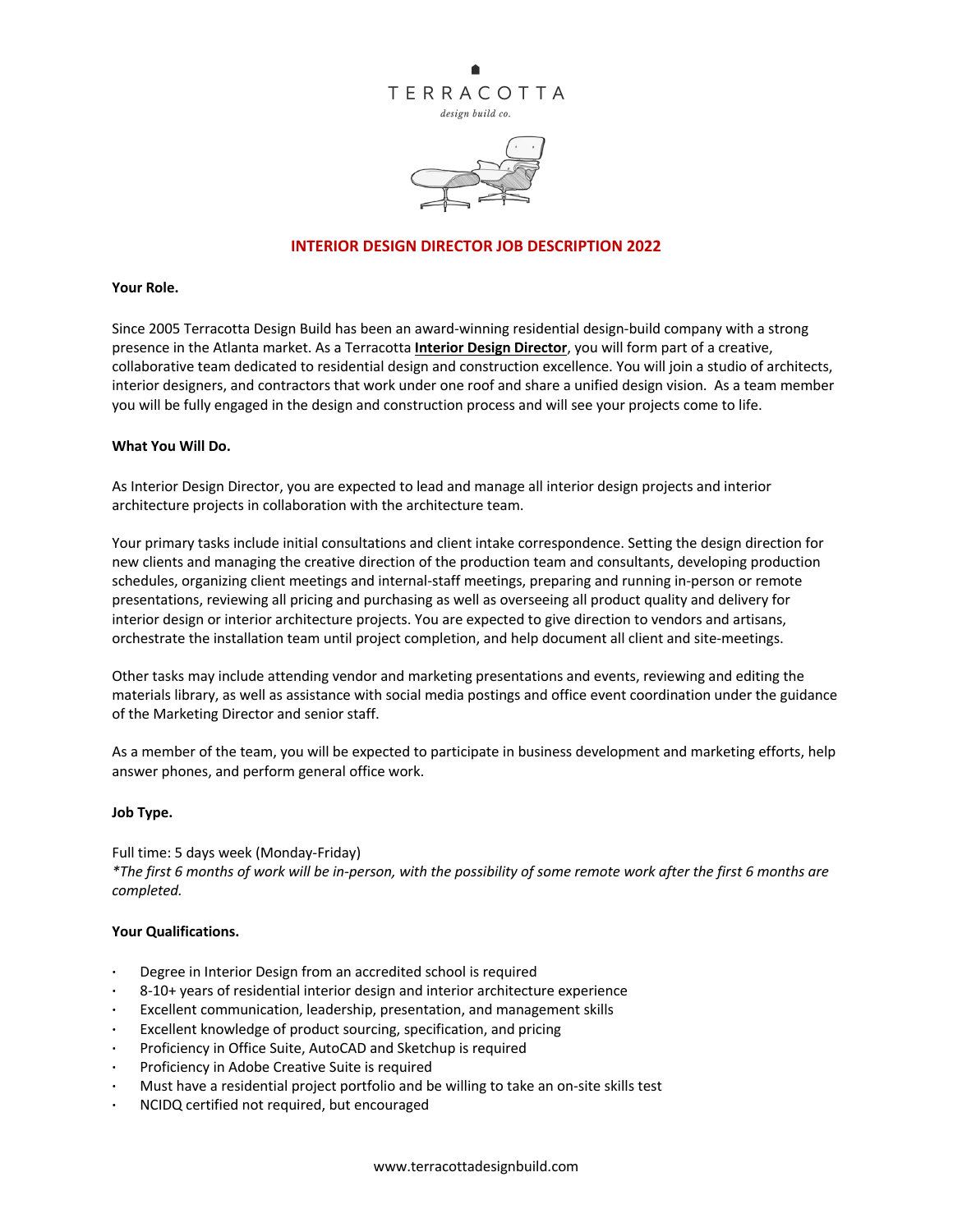TERRACOTTA

*design build co.*

# INTERIOR DESIGN DIRECTOR JOB DESCRIPTION 2022

**Your Role.**

Since 2005 Terracotta Design Build has been an award-winning residential design-build company with a strong presence in the Atlanta market. As a Terracotta **Interior Design Director**, you will form part of a creative, collaborative team dedicated to residential design and construction excellence. You will join a studio of architects, interior designers, and contractors that work under one roof and share a unified design vision. As a team member you will be fully engaged in the design and construction process and will see your projects come to life.

**What You Will Do.**

As Interior Design Director, you are expected to lead and manage all interior design projects and interior architecture projects in collaboration with the architecture team.

Your primary tasks include initial consultations and client intake correspondence. Setting the design direction for new clients and managing the creative direction of the production team and consultants, developing production schedules, organizing client meetings and internal-staff meetings, preparing and running in-person or remote presentations, reviewing all pricing and purchasing as well as overseeing all product quality and delivery for interior design or interior architecture projects. You are expected to give direction to vendors and artisans, orchestrate the installation team until project completion, and help document all client and site-meetings.

Other tasks may include attending vendor and marketing presentations and events, reviewing and editing the materials library, as well as assistance with social media postings and office event coordination under the guidance of the Marketing Director and senior staff.

As a member of the team, you will be expected to participate in business development and marketing efforts, help answer phones, and perform general office work.

**Job Type.**

Full time: 5 days week (Monday-Friday)
*\*The first 6 months of work will be in-person, with the possibility of some remote work after the first 6 months are completed.*

**Your Qualifications.**

- Degree in Interior Design from an accredited school is required
- 8-10+ years of residential interior design and interior architecture experience
- Excellent communication, leadership, presentation, and management skills
- Excellent knowledge of product sourcing, specification, and pricing
- Proficiency in Office Suite, AutoCAD and Sketchup is required
- Proficiency in Adobe Creative Suite is required
- Must have a residential project portfolio and be willing to take an on-site skills test
- NCIDQ certified not required, but encouraged

www.terracottadesignbuild.com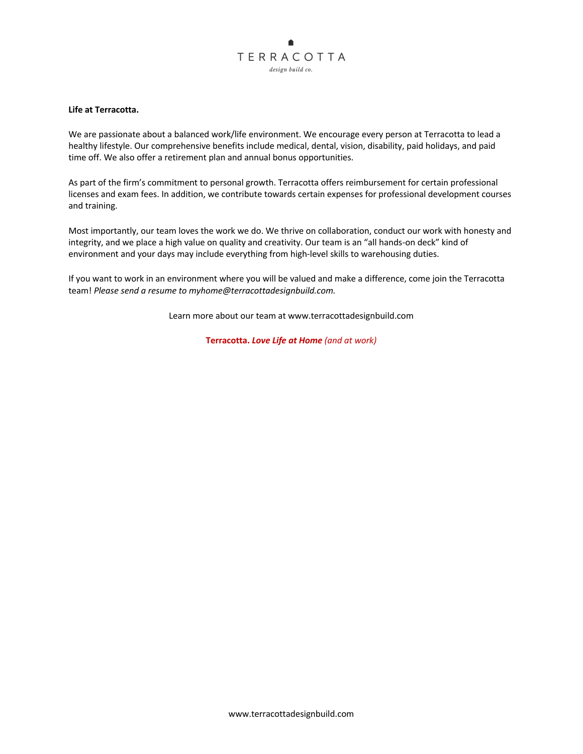TERRACOTTA

*design build co.*

**Life at Terracotta.**

We are passionate about a balanced work/life environment. We encourage every person at Terracotta to lead a healthy lifestyle. Our comprehensive benefits include medical, dental, vision, disability, paid holidays, and paid time off. We also offer a retirement plan and annual bonus opportunities.

As part of the firm's commitment to personal growth. Terracotta offers reimbursement for certain professional licenses and exam fees. In addition, we contribute towards certain expenses for professional development courses and training.

Most importantly, our team loves the work we do. We thrive on collaboration, conduct our work with honesty and integrity, and we place a high value on quality and creativity. Our team is an "all hands-on deck" kind of environment and your days may include everything from high-level skills to warehousing duties.

If you want to work in an environment where you will be valued and make a difference, come join the Terracotta team! *Please send a resume to myhome@terracottadesignbuild.com.*

Learn more about our team at www.terracottadesignbuild.com

**Terracotta. *Love Life at Home*** *(and at work)*